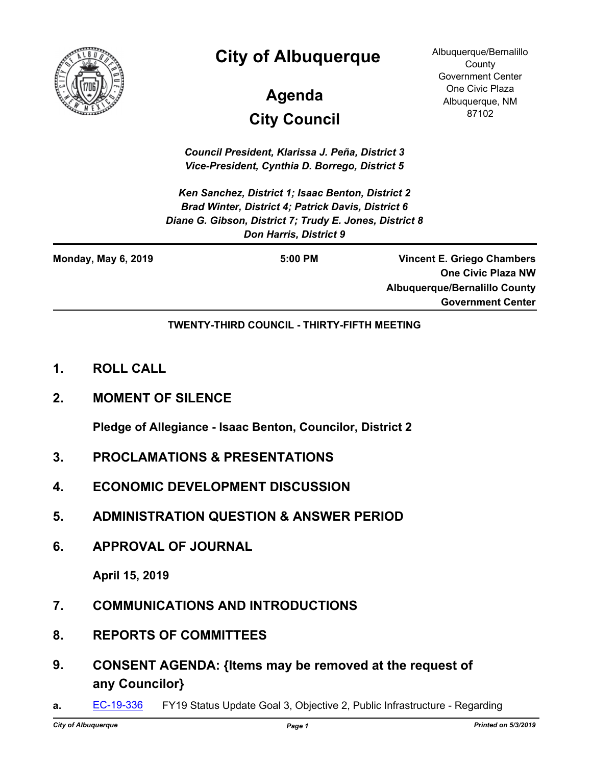# City of Albuquerque

Albuquerque/Bernalillo County Government Center
One Civic Plaza
Albuquerque, NM 87102

## Agenda
## City Council

*Council President, Klarissa J. Peña, District 3*
*Vice-President, Cynthia D. Borrego, District 5*

*Ken Sanchez, District 1; Isaac Benton, District 2*
*Brad Winter, District 4; Patrick Davis, District 6*
*Diane G. Gibson, District 7; Trudy E. Jones, District 8*
*Don Harris, District 9*

---

**Monday, May 6, 2019** | **5:00 PM** | **Vincent E. Griego Chambers, One Civic Plaza NW, Albuquerque/Bernalillo County Government Center**

---

**TWENTY-THIRD COUNCIL - THIRTY-FIFTH MEETING**

**1. ROLL CALL**

**2. MOMENT OF SILENCE**

**Pledge of Allegiance - Isaac Benton, Councilor, District 2**

**3. PROCLAMATIONS & PRESENTATIONS**

**4. ECONOMIC DEVELOPMENT DISCUSSION**

**5. ADMINISTRATION QUESTION & ANSWER PERIOD**

**6. APPROVAL OF JOURNAL**

**April 15, 2019**

**7. COMMUNICATIONS AND INTRODUCTIONS**

**8. REPORTS OF COMMITTEES**

**9. CONSENT AGENDA: {Items may be removed at the request of any Councilor}**

**a.** EC-19-336 FY19 Status Update Goal 3, Objective 2, Public Infrastructure - Regarding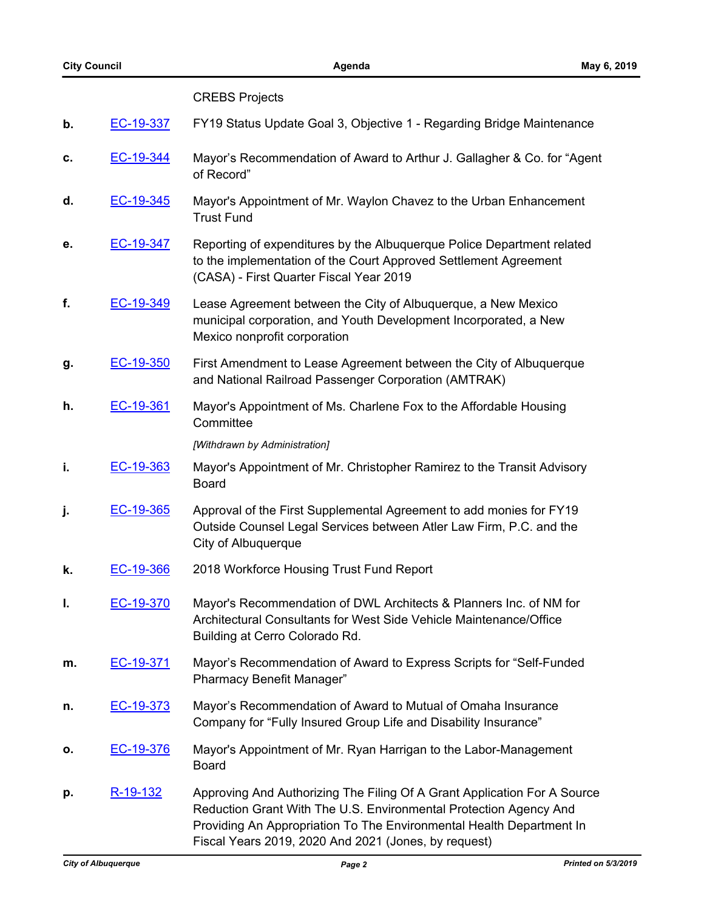CREBS Projects

- **b.** EC-19-337 FY19 Status Update Goal 3, Objective 1 - Regarding Bridge Maintenance
- **c.** EC-19-344 Mayor's Recommendation of Award to Arthur J. Gallagher & Co. for "Agent of Record"
- **d.** EC-19-345 Mayor's Appointment of Mr. Waylon Chavez to the Urban Enhancement Trust Fund
- **e.** EC-19-347 Reporting of expenditures by the Albuquerque Police Department related to the implementation of the Court Approved Settlement Agreement (CASA) - First Quarter Fiscal Year 2019
- **f.** EC-19-349 Lease Agreement between the City of Albuquerque, a New Mexico municipal corporation, and Youth Development Incorporated, a New Mexico nonprofit corporation
- **g.** EC-19-350 First Amendment to Lease Agreement between the City of Albuquerque and National Railroad Passenger Corporation (AMTRAK)
- **h.** EC-19-361 Mayor's Appointment of Ms. Charlene Fox to the Affordable Housing Committee

  *[Withdrawn by Administration]*
- **i.** EC-19-363 Mayor's Appointment of Mr. Christopher Ramirez to the Transit Advisory Board
- **j.** EC-19-365 Approval of the First Supplemental Agreement to add monies for FY19 Outside Counsel Legal Services between Atler Law Firm, P.C. and the City of Albuquerque
- **k.** EC-19-366 2018 Workforce Housing Trust Fund Report
- **l.** EC-19-370 Mayor's Recommendation of DWL Architects & Planners Inc. of NM for Architectural Consultants for West Side Vehicle Maintenance/Office Building at Cerro Colorado Rd.
- **m.** EC-19-371 Mayor's Recommendation of Award to Express Scripts for "Self-Funded Pharmacy Benefit Manager"
- **n.** EC-19-373 Mayor's Recommendation of Award to Mutual of Omaha Insurance Company for "Fully Insured Group Life and Disability Insurance"
- **o.** EC-19-376 Mayor's Appointment of Mr. Ryan Harrigan to the Labor-Management Board
- **p.** R-19-132 Approving And Authorizing The Filing Of A Grant Application For A Source Reduction Grant With The U.S. Environmental Protection Agency And Providing An Appropriation To The Environmental Health Department In Fiscal Years 2019, 2020 And 2021 (Jones, by request)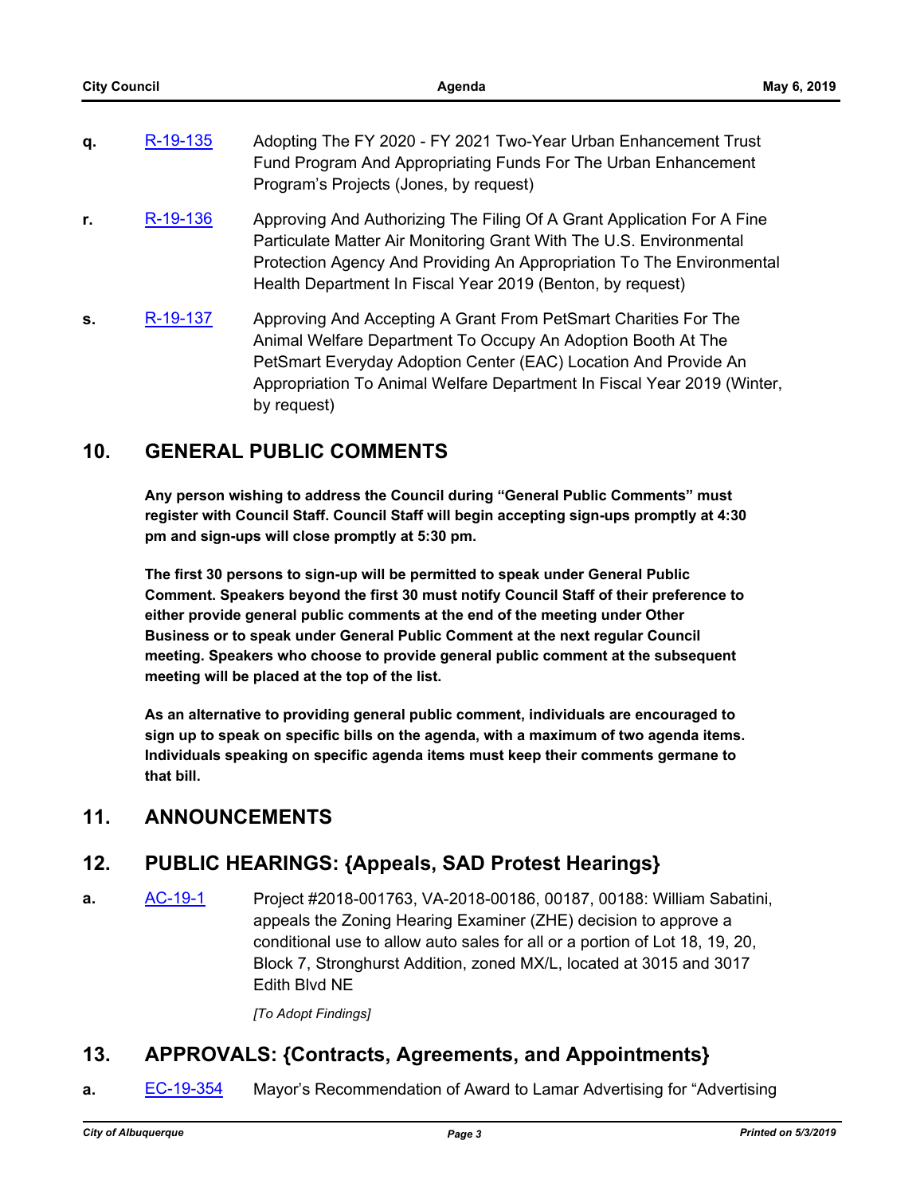q. R-19-135 Adopting The FY 2020 - FY 2021 Two-Year Urban Enhancement Trust Fund Program And Appropriating Funds For The Urban Enhancement Program's Projects (Jones, by request)

r. R-19-136 Approving And Authorizing The Filing Of A Grant Application For A Fine Particulate Matter Air Monitoring Grant With The U.S. Environmental Protection Agency And Providing An Appropriation To The Environmental Health Department In Fiscal Year 2019 (Benton, by request)

s. R-19-137 Approving And Accepting A Grant From PetSmart Charities For The Animal Welfare Department To Occupy An Adoption Booth At The PetSmart Everyday Adoption Center (EAC) Location And Provide An Appropriation To Animal Welfare Department In Fiscal Year 2019 (Winter, by request)

## 10. GENERAL PUBLIC COMMENTS

**Any person wishing to address the Council during "General Public Comments" must register with Council Staff. Council Staff will begin accepting sign-ups promptly at 4:30 pm and sign-ups will close promptly at 5:30 pm.**

**The first 30 persons to sign-up will be permitted to speak under General Public Comment. Speakers beyond the first 30 must notify Council Staff of their preference to either provide general public comments at the end of the meeting under Other Business or to speak under General Public Comment at the next regular Council meeting. Speakers who choose to provide general public comment at the subsequent meeting will be placed at the top of the list.**

**As an alternative to providing general public comment, individuals are encouraged to sign up to speak on specific bills on the agenda, with a maximum of two agenda items. Individuals speaking on specific agenda items must keep their comments germane to that bill.**

## 11. ANNOUNCEMENTS

## 12. PUBLIC HEARINGS: {Appeals, SAD Protest Hearings}

a. AC-19-1 Project #2018-001763, VA-2018-00186, 00187, 00188: William Sabatini, appeals the Zoning Hearing Examiner (ZHE) decision to approve a conditional use to allow auto sales for all or a portion of Lot 18, 19, 20, Block 7, Stronghurst Addition, zoned MX/L, located at 3015 and 3017 Edith Blvd NE

*[To Adopt Findings]*

## 13. APPROVALS: {Contracts, Agreements, and Appointments}

a. EC-19-354 Mayor's Recommendation of Award to Lamar Advertising for "Advertising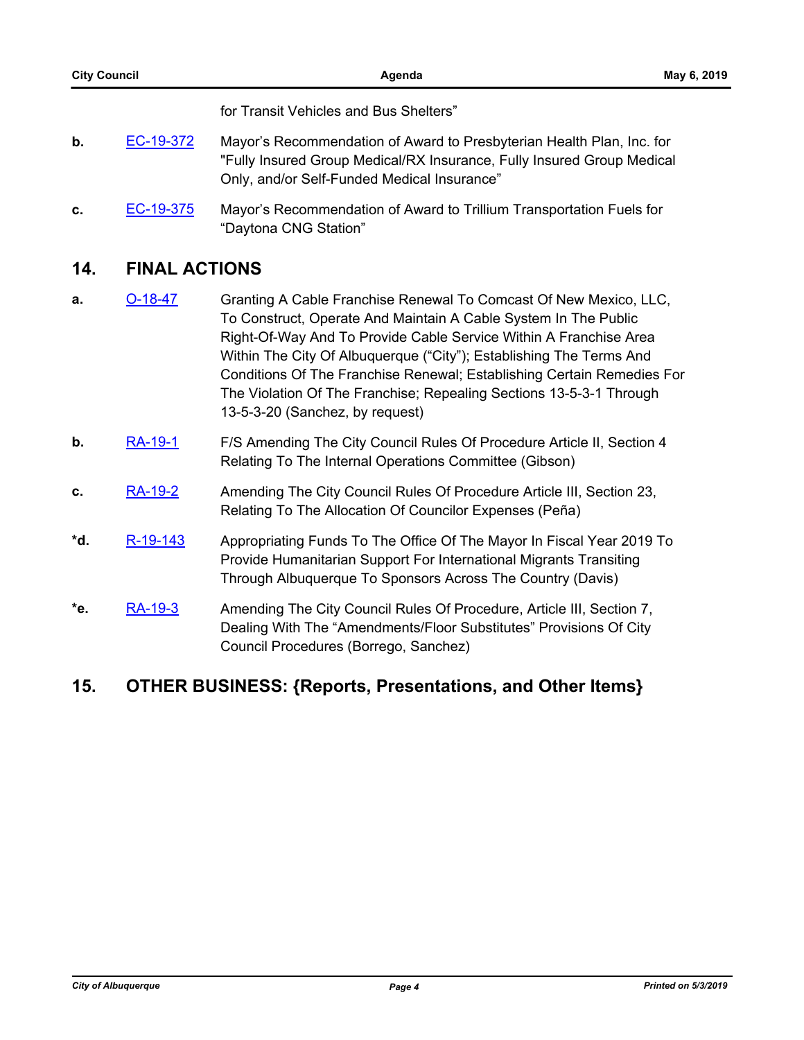for Transit Vehicles and Bus Shelters”

**b.** [EC-19-372] Mayor’s Recommendation of Award to Presbyterian Health Plan, Inc. for "Fully Insured Group Medical/RX Insurance, Fully Insured Group Medical Only, and/or Self-Funded Medical Insurance”

**c.** [EC-19-375] Mayor’s Recommendation of Award to Trillium Transportation Fuels for “Daytona CNG Station”

## 14. FINAL ACTIONS

**a.** [O-18-47] Granting A Cable Franchise Renewal To Comcast Of New Mexico, LLC, To Construct, Operate And Maintain A Cable System In The Public Right-Of-Way And To Provide Cable Service Within A Franchise Area Within The City Of Albuquerque (“City”); Establishing The Terms And Conditions Of The Franchise Renewal; Establishing Certain Remedies For The Violation Of The Franchise; Repealing Sections 13-5-3-1 Through 13-5-3-20 (Sanchez, by request)

**b.** [RA-19-1] F/S Amending The City Council Rules Of Procedure Article II, Section 4 Relating To The Internal Operations Committee (Gibson)

**c.** [RA-19-2] Amending The City Council Rules Of Procedure Article III, Section 23, Relating To The Allocation Of Councilor Expenses (Peña)

***d.** [R-19-143] Appropriating Funds To The Office Of The Mayor In Fiscal Year 2019 To Provide Humanitarian Support For International Migrants Transiting Through Albuquerque To Sponsors Across The Country (Davis)

***e.** [RA-19-3] Amending The City Council Rules Of Procedure, Article III, Section 7, Dealing With The “Amendments/Floor Substitutes” Provisions Of City Council Procedures (Borrego, Sanchez)

## 15. OTHER BUSINESS: {Reports, Presentations, and Other Items}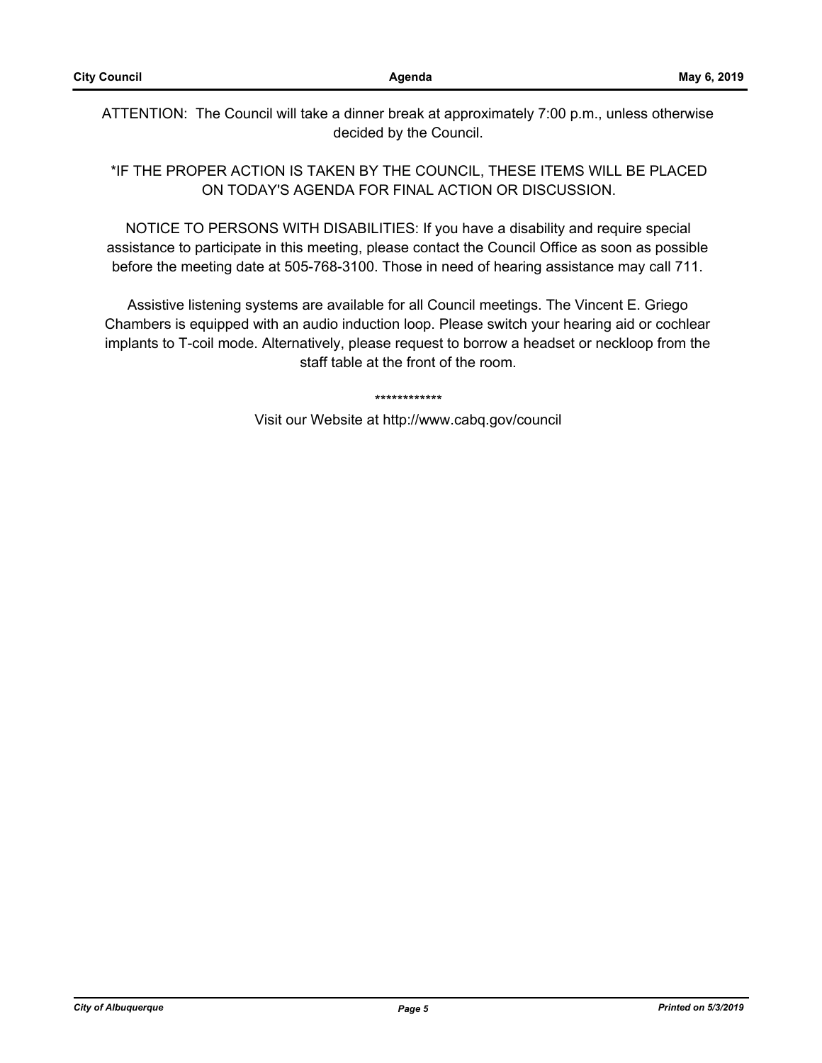ATTENTION: The Council will take a dinner break at approximately 7:00 p.m., unless otherwise decided by the Council.

*IF THE PROPER ACTION IS TAKEN BY THE COUNCIL, THESE ITEMS WILL BE PLACED ON TODAY'S AGENDA FOR FINAL ACTION OR DISCUSSION.

NOTICE TO PERSONS WITH DISABILITIES: If you have a disability and require special assistance to participate in this meeting, please contact the Council Office as soon as possible before the meeting date at 505-768-3100. Those in need of hearing assistance may call 711.

Assistive listening systems are available for all Council meetings. The Vincent E. Griego Chambers is equipped with an audio induction loop. Please switch your hearing aid or cochlear implants to T-coil mode. Alternatively, please request to borrow a headset or neckloop from the staff table at the front of the room.

************

Visit our Website at http://www.cabq.gov/council